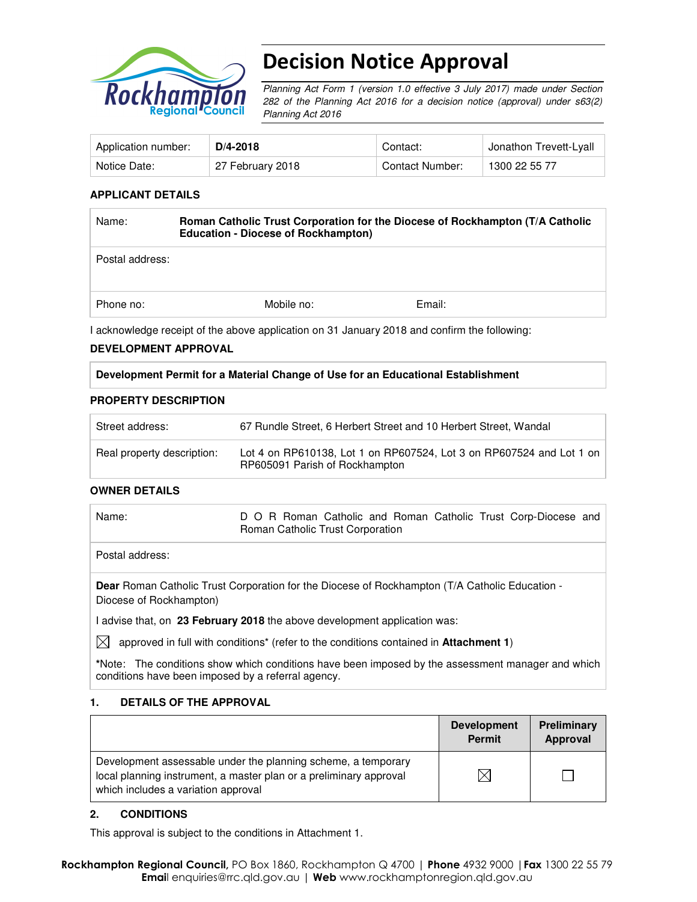# Decision Notice Approval

*Planning Act Form 1 (version 1.0 effective 3 July 2017) made under Section 282 of the Planning Act 2016 for a decision notice (approval) under s63(2) Planning Act 2016*

| Application number: | **D/4-2018** | Contact: | Jonathon Trevett-Lyall |
|---|---|---|---|
| Notice Date: | 27 February 2018 | Contact Number: | 1300 22 55 77 |

**APPLICANT DETAILS**

| Name: | **Roman Catholic Trust Corporation for the Diocese of Rockhampton (T/A Catholic Education - Diocese of Rockhampton)** | |
|---|---|---|
| Postal address: | | |
| Phone no: | Mobile no: | Email: |

I acknowledge receipt of the above application on 31 January 2018 and confirm the following:

**DEVELOPMENT APPROVAL**

| **Development Permit for a Material Change of Use for an Educational Establishment** |
|---|

**PROPERTY DESCRIPTION**

| Street address: | 67 Rundle Street, 6 Herbert Street and 10 Herbert Street, Wandal |
|---|---|
| Real property description: | Lot 4 on RP610138, Lot 1 on RP607524, Lot 3 on RP607524 and Lot 1 on RP605091 Parish of Rockhampton |

**OWNER DETAILS**

| Name: | D O R Roman Catholic and Roman Catholic Trust Corp-Diocese and Roman Catholic Trust Corporation |
|---|---|
| Postal address: | |

**Dear** Roman Catholic Trust Corporation for the Diocese of Rockhampton (T/A Catholic Education - Diocese of Rockhampton)

I advise that, on **23 February 2018** the above development application was:

☒ approved in full with conditions* (refer to the conditions contained in **Attachment 1**)

***Note:** The conditions show which conditions have been imposed by the assessment manager and which conditions have been imposed by a referral agency.

## 1. DETAILS OF THE APPROVAL

| | Development Permit | Preliminary Approval |
|---|---|---|
| Development assessable under the planning scheme, a temporary local planning instrument, a master plan or a preliminary approval which includes a variation approval | ☒ | ☐ |

## 2. CONDITIONS

This approval is subject to the conditions in Attachment 1.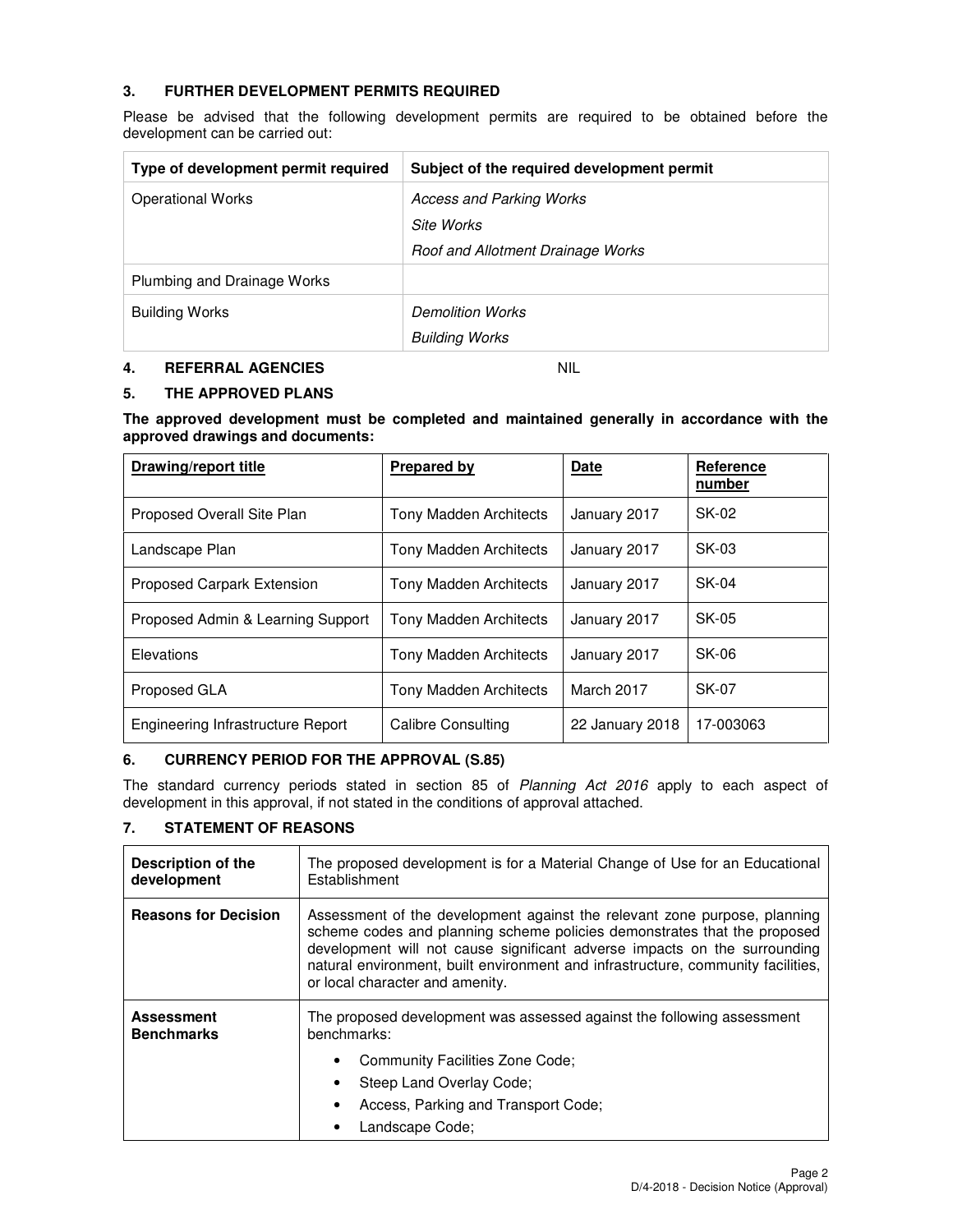## 3. FURTHER DEVELOPMENT PERMITS REQUIRED

Please be advised that the following development permits are required to be obtained before the development can be carried out:

| Type of development permit required | Subject of the required development permit |
|---|---|
| Operational Works | *Access and Parking Works*<br>*Site Works*<br>*Roof and Allotment Drainage Works* |
| Plumbing and Drainage Works | |
| Building Works | *Demolition Works*<br>*Building Works* |

## 4. REFERRAL AGENCIES NIL

## 5. THE APPROVED PLANS

**The approved development must be completed and maintained generally in accordance with the approved drawings and documents:**

| Drawing/report title | Prepared by | Date | Reference number |
|---|---|---|---|
| Proposed Overall Site Plan | Tony Madden Architects | January 2017 | SK-02 |
| Landscape Plan | Tony Madden Architects | January 2017 | SK-03 |
| Proposed Carpark Extension | Tony Madden Architects | January 2017 | SK-04 |
| Proposed Admin & Learning Support | Tony Madden Architects | January 2017 | SK-05 |
| Elevations | Tony Madden Architects | January 2017 | SK-06 |
| Proposed GLA | Tony Madden Architects | March 2017 | SK-07 |
| Engineering Infrastructure Report | Calibre Consulting | 22 January 2018 | 17-003063 |

## 6. CURRENCY PERIOD FOR THE APPROVAL (S.85)

The standard currency periods stated in section 85 of *Planning Act 2016* apply to each aspect of development in this approval, if not stated in the conditions of approval attached.

## 7. STATEMENT OF REASONS

| | |
|---|---|
| **Description of the development** | The proposed development is for a Material Change of Use for an Educational Establishment |
| **Reasons for Decision** | Assessment of the development against the relevant zone purpose, planning scheme codes and planning scheme policies demonstrates that the proposed development will not cause significant adverse impacts on the surrounding natural environment, built environment and infrastructure, community facilities, or local character and amenity. |
| **Assessment Benchmarks** | The proposed development was assessed against the following assessment benchmarks:<br>• Community Facilities Zone Code;<br>• Steep Land Overlay Code;<br>• Access, Parking and Transport Code;<br>• Landscape Code; |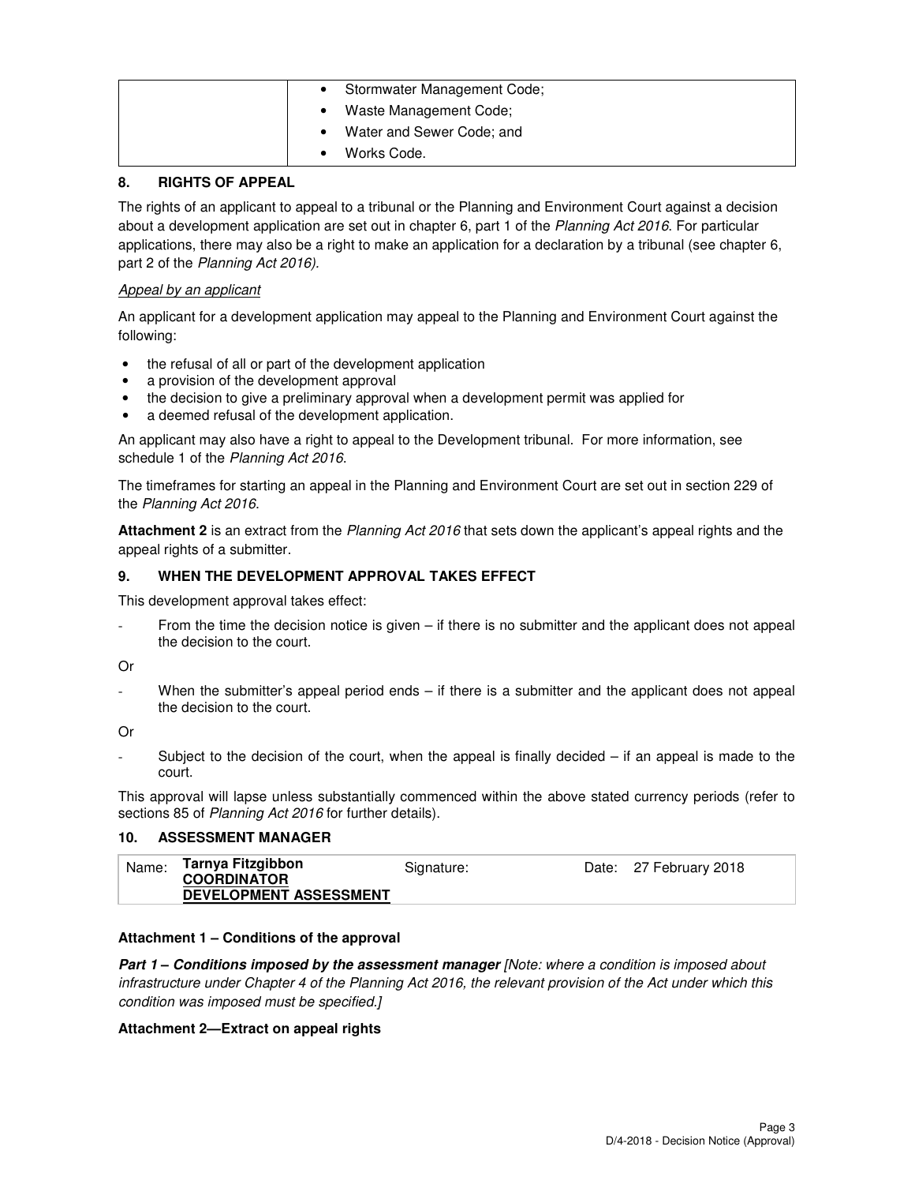|  | • Stormwater Management Code;<br>• Waste Management Code;<br>• Water and Sewer Code; and<br>• Works Code. |
|---|---|

## 8. RIGHTS OF APPEAL

The rights of an applicant to appeal to a tribunal or the Planning and Environment Court against a decision about a development application are set out in chapter 6, part 1 of the *Planning Act 2016*. For particular applications, there may also be a right to make an application for a declaration by a tribunal (see chapter 6, part 2 of the *Planning Act 2016).*

*Appeal by an applicant*

An applicant for a development application may appeal to the Planning and Environment Court against the following:

- the refusal of all or part of the development application
- a provision of the development approval
- the decision to give a preliminary approval when a development permit was applied for
- a deemed refusal of the development application.

An applicant may also have a right to appeal to the Development tribunal. For more information, see schedule 1 of the *Planning Act 2016*.

The timeframes for starting an appeal in the Planning and Environment Court are set out in section 229 of the *Planning Act 2016*.

**Attachment 2** is an extract from the *Planning Act 2016* that sets down the applicant's appeal rights and the appeal rights of a submitter.

## 9. WHEN THE DEVELOPMENT APPROVAL TAKES EFFECT

This development approval takes effect:

- From the time the decision notice is given – if there is no submitter and the applicant does not appeal the decision to the court.

Or

- When the submitter's appeal period ends – if there is a submitter and the applicant does not appeal the decision to the court.

Or

- Subject to the decision of the court, when the appeal is finally decided – if an appeal is made to the court.

This approval will lapse unless substantially commenced within the above stated currency periods (refer to sections 85 of *Planning Act 2016* for further details).

## 10. ASSESSMENT MANAGER

| Name: | **Tarnya Fitzgibbon**<br>**COORDINATOR DEVELOPMENT ASSESSMENT** | Signature: | Date: 27 February 2018 |
|---|---|---|---|

**Attachment 1 – Conditions of the approval**

***Part 1 – Conditions imposed by the assessment manager*** *[Note: where a condition is imposed about infrastructure under Chapter 4 of the Planning Act 2016, the relevant provision of the Act under which this condition was imposed must be specified.]*

**Attachment 2—Extract on appeal rights**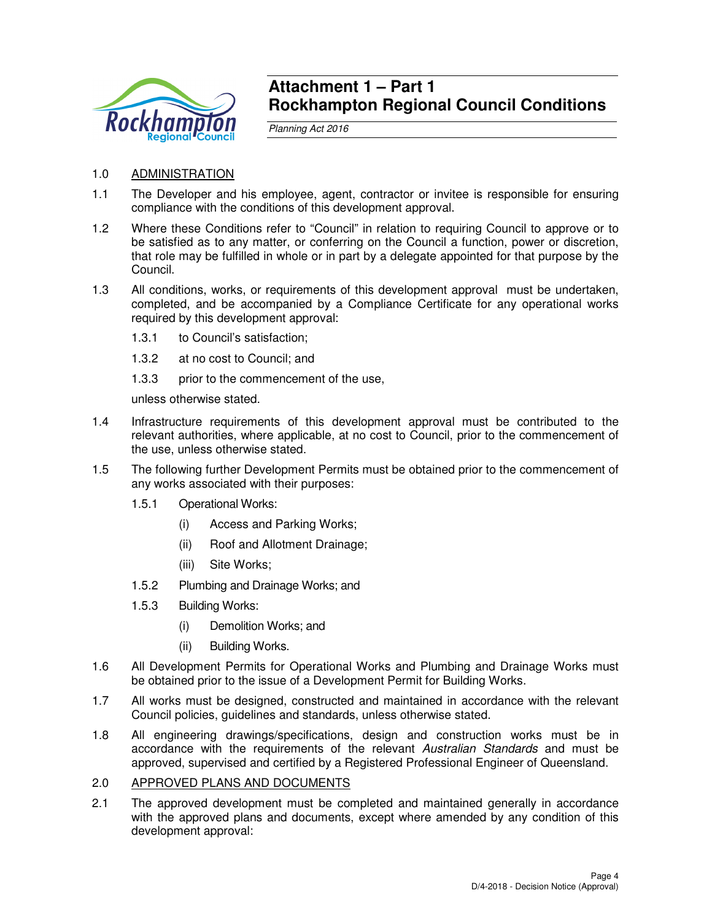# Attachment 1 – Part 1
# Rockhampton Regional Council Conditions

*Planning Act 2016*

1.0 ADMINISTRATION

1.1 The Developer and his employee, agent, contractor or invitee is responsible for ensuring compliance with the conditions of this development approval.

1.2 Where these Conditions refer to "Council" in relation to requiring Council to approve or to be satisfied as to any matter, or conferring on the Council a function, power or discretion, that role may be fulfilled in whole or in part by a delegate appointed for that purpose by the Council.

1.3 All conditions, works, or requirements of this development approval must be undertaken, completed, and be accompanied by a Compliance Certificate for any operational works required by this development approval:

- 1.3.1 to Council's satisfaction;
- 1.3.2 at no cost to Council; and
- 1.3.3 prior to the commencement of the use,

unless otherwise stated.

1.4 Infrastructure requirements of this development approval must be contributed to the relevant authorities, where applicable, at no cost to Council, prior to the commencement of the use, unless otherwise stated.

1.5 The following further Development Permits must be obtained prior to the commencement of any works associated with their purposes:

- 1.5.1 Operational Works:
  - (i) Access and Parking Works;
  - (ii) Roof and Allotment Drainage;
  - (iii) Site Works;
- 1.5.2 Plumbing and Drainage Works; and
- 1.5.3 Building Works:
  - (i) Demolition Works; and
  - (ii) Building Works.

1.6 All Development Permits for Operational Works and Plumbing and Drainage Works must be obtained prior to the issue of a Development Permit for Building Works.

1.7 All works must be designed, constructed and maintained in accordance with the relevant Council policies, guidelines and standards, unless otherwise stated.

1.8 All engineering drawings/specifications, design and construction works must be in accordance with the requirements of the relevant *Australian Standards* and must be approved, supervised and certified by a Registered Professional Engineer of Queensland.

2.0 APPROVED PLANS AND DOCUMENTS

2.1 The approved development must be completed and maintained generally in accordance with the approved plans and documents, except where amended by any condition of this development approval: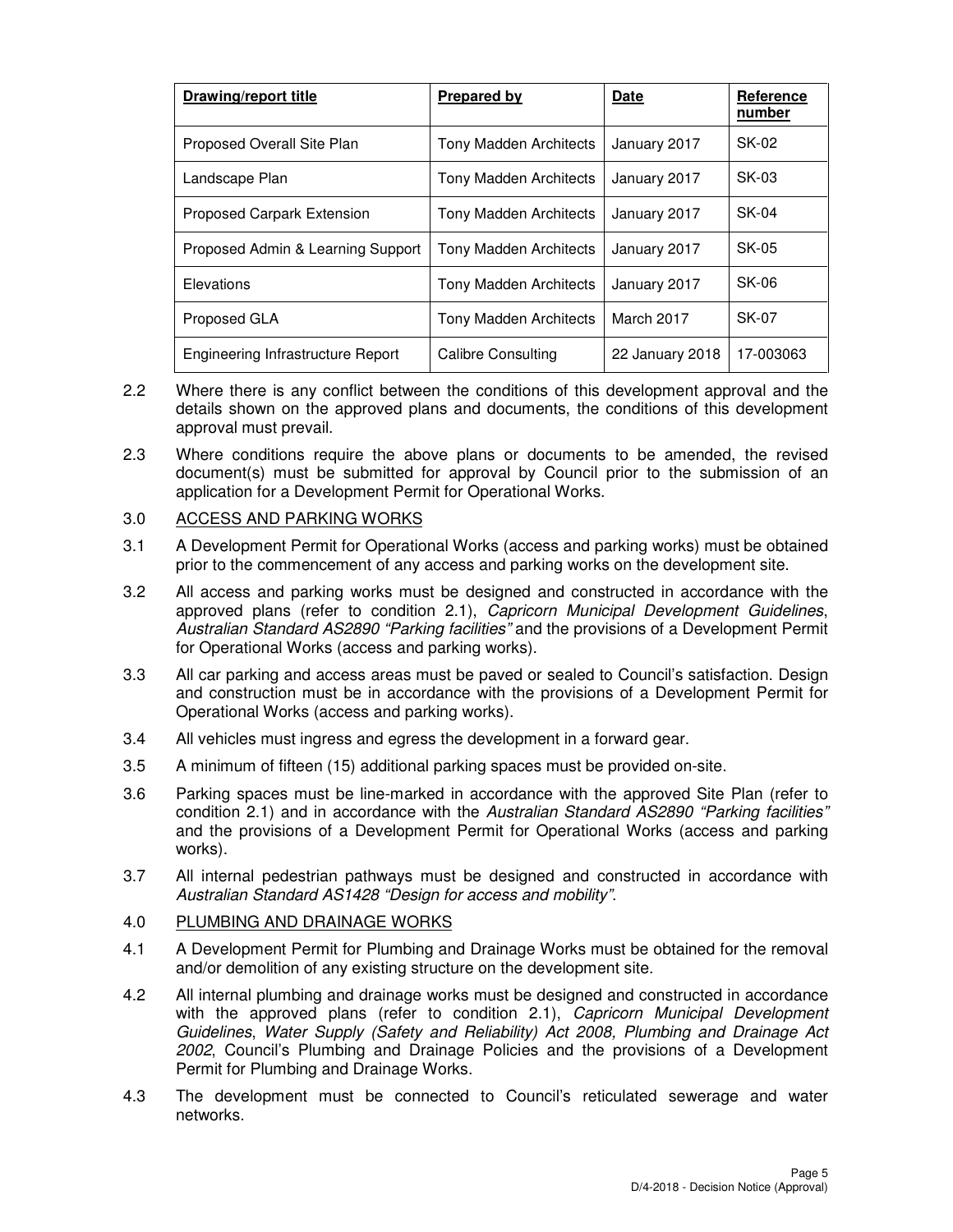| Drawing/report title | Prepared by | Date | Reference number |
|---|---|---|---|
| Proposed Overall Site Plan | Tony Madden Architects | January 2017 | SK-02 |
| Landscape Plan | Tony Madden Architects | January 2017 | SK-03 |
| Proposed Carpark Extension | Tony Madden Architects | January 2017 | SK-04 |
| Proposed Admin & Learning Support | Tony Madden Architects | January 2017 | SK-05 |
| Elevations | Tony Madden Architects | January 2017 | SK-06 |
| Proposed GLA | Tony Madden Architects | March 2017 | SK-07 |
| Engineering Infrastructure Report | Calibre Consulting | 22 January 2018 | 17-003063 |

2.2 Where there is any conflict between the conditions of this development approval and the details shown on the approved plans and documents, the conditions of this development approval must prevail.

2.3 Where conditions require the above plans or documents to be amended, the revised document(s) must be submitted for approval by Council prior to the submission of an application for a Development Permit for Operational Works.

3.0 ACCESS AND PARKING WORKS

3.1 A Development Permit for Operational Works (access and parking works) must be obtained prior to the commencement of any access and parking works on the development site.

3.2 All access and parking works must be designed and constructed in accordance with the approved plans (refer to condition 2.1), *Capricorn Municipal Development Guidelines*, *Australian Standard AS2890 "Parking facilities"* and the provisions of a Development Permit for Operational Works (access and parking works).

3.3 All car parking and access areas must be paved or sealed to Council's satisfaction. Design and construction must be in accordance with the provisions of a Development Permit for Operational Works (access and parking works).

3.4 All vehicles must ingress and egress the development in a forward gear.

3.5 A minimum of fifteen (15) additional parking spaces must be provided on-site.

3.6 Parking spaces must be line-marked in accordance with the approved Site Plan (refer to condition 2.1) and in accordance with the *Australian Standard AS2890 "Parking facilities"* and the provisions of a Development Permit for Operational Works (access and parking works).

3.7 All internal pedestrian pathways must be designed and constructed in accordance with *Australian Standard AS1428 "Design for access and mobility"*.

4.0 PLUMBING AND DRAINAGE WORKS

4.1 A Development Permit for Plumbing and Drainage Works must be obtained for the removal and/or demolition of any existing structure on the development site.

4.2 All internal plumbing and drainage works must be designed and constructed in accordance with the approved plans (refer to condition 2.1), *Capricorn Municipal Development Guidelines*, *Water Supply (Safety and Reliability) Act 2008, Plumbing and Drainage Act 2002*, Council's Plumbing and Drainage Policies and the provisions of a Development Permit for Plumbing and Drainage Works.

4.3 The development must be connected to Council's reticulated sewerage and water networks.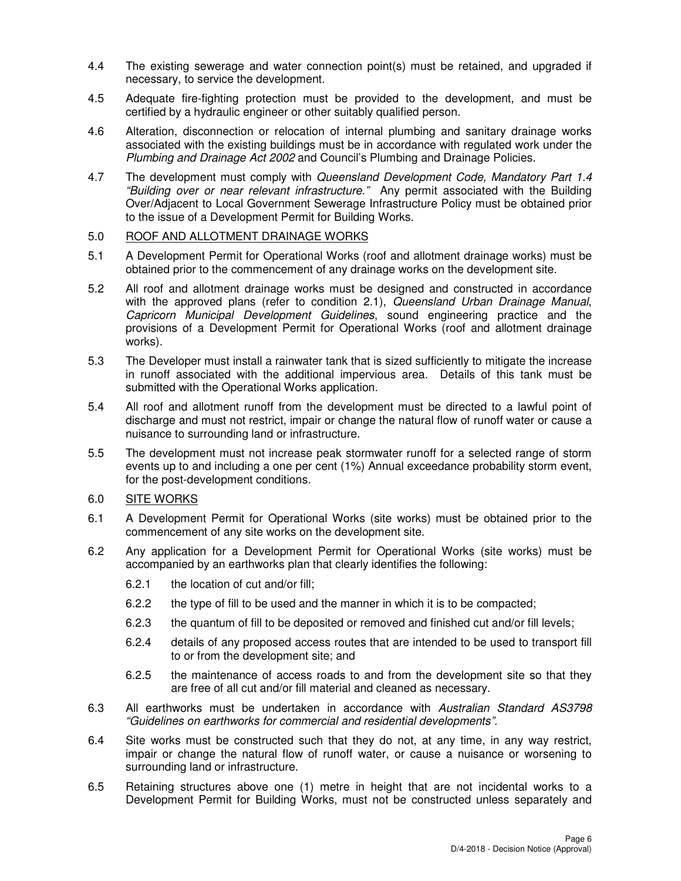4.4 The existing sewerage and water connection point(s) must be retained, and upgraded if necessary, to service the development.

4.5 Adequate fire-fighting protection must be provided to the development, and must be certified by a hydraulic engineer or other suitably qualified person.

4.6 Alteration, disconnection or relocation of internal plumbing and sanitary drainage works associated with the existing buildings must be in accordance with regulated work under the *Plumbing and Drainage Act 2002* and Council's Plumbing and Drainage Policies.

4.7 The development must comply with *Queensland Development Code, Mandatory Part 1.4 "Building over or near relevant infrastructure."* Any permit associated with the Building Over/Adjacent to Local Government Sewerage Infrastructure Policy must be obtained prior to the issue of a Development Permit for Building Works.

## 5.0 ROOF AND ALLOTMENT DRAINAGE WORKS

5.1 A Development Permit for Operational Works (roof and allotment drainage works) must be obtained prior to the commencement of any drainage works on the development site.

5.2 All roof and allotment drainage works must be designed and constructed in accordance with the approved plans (refer to condition 2.1), *Queensland Urban Drainage Manual*, *Capricorn Municipal Development Guidelines*, sound engineering practice and the provisions of a Development Permit for Operational Works (roof and allotment drainage works).

5.3 The Developer must install a rainwater tank that is sized sufficiently to mitigate the increase in runoff associated with the additional impervious area. Details of this tank must be submitted with the Operational Works application.

5.4 All roof and allotment runoff from the development must be directed to a lawful point of discharge and must not restrict, impair or change the natural flow of runoff water or cause a nuisance to surrounding land or infrastructure.

5.5 The development must not increase peak stormwater runoff for a selected range of storm events up to and including a one per cent (1%) Annual exceedance probability storm event, for the post-development conditions.

## 6.0 SITE WORKS

6.1 A Development Permit for Operational Works (site works) must be obtained prior to the commencement of any site works on the development site.

6.2 Any application for a Development Permit for Operational Works (site works) must be accompanied by an earthworks plan that clearly identifies the following:

- 6.2.1 the location of cut and/or fill;
- 6.2.2 the type of fill to be used and the manner in which it is to be compacted;
- 6.2.3 the quantum of fill to be deposited or removed and finished cut and/or fill levels;
- 6.2.4 details of any proposed access routes that are intended to be used to transport fill to or from the development site; and
- 6.2.5 the maintenance of access roads to and from the development site so that they are free of all cut and/or fill material and cleaned as necessary.

6.3 All earthworks must be undertaken in accordance with *Australian Standard AS3798 "Guidelines on earthworks for commercial and residential developments".*

6.4 Site works must be constructed such that they do not, at any time, in any way restrict, impair or change the natural flow of runoff water, or cause a nuisance or worsening to surrounding land or infrastructure.

6.5 Retaining structures above one (1) metre in height that are not incidental works to a Development Permit for Building Works, must not be constructed unless separately and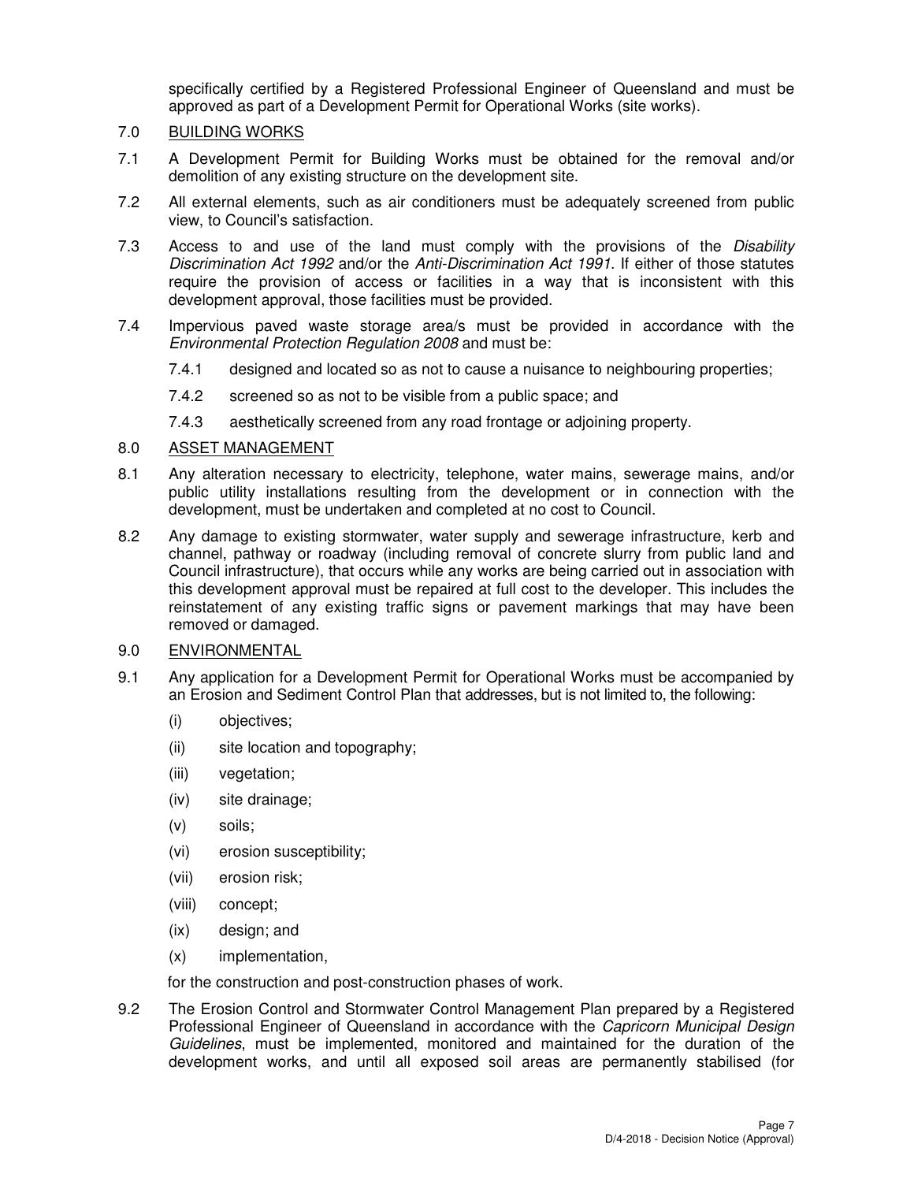specifically certified by a Registered Professional Engineer of Queensland and must be approved as part of a Development Permit for Operational Works (site works).

7.0 BUILDING WORKS

7.1 A Development Permit for Building Works must be obtained for the removal and/or demolition of any existing structure on the development site.

7.2 All external elements, such as air conditioners must be adequately screened from public view, to Council's satisfaction.

7.3 Access to and use of the land must comply with the provisions of the *Disability Discrimination Act 1992* and/or the *Anti-Discrimination Act 1991*. If either of those statutes require the provision of access or facilities in a way that is inconsistent with this development approval, those facilities must be provided.

7.4 Impervious paved waste storage area/s must be provided in accordance with the *Environmental Protection Regulation 2008* and must be:

- 7.4.1 designed and located so as not to cause a nuisance to neighbouring properties;
- 7.4.2 screened so as not to be visible from a public space; and
- 7.4.3 aesthetically screened from any road frontage or adjoining property.

8.0 ASSET MANAGEMENT

8.1 Any alteration necessary to electricity, telephone, water mains, sewerage mains, and/or public utility installations resulting from the development or in connection with the development, must be undertaken and completed at no cost to Council.

8.2 Any damage to existing stormwater, water supply and sewerage infrastructure, kerb and channel, pathway or roadway (including removal of concrete slurry from public land and Council infrastructure), that occurs while any works are being carried out in association with this development approval must be repaired at full cost to the developer. This includes the reinstatement of any existing traffic signs or pavement markings that may have been removed or damaged.

9.0 ENVIRONMENTAL

9.1 Any application for a Development Permit for Operational Works must be accompanied by an Erosion and Sediment Control Plan that addresses, but is not limited to, the following:

- (i) objectives;
- (ii) site location and topography;
- (iii) vegetation;
- (iv) site drainage;
- (v) soils;
- (vi) erosion susceptibility;
- (vii) erosion risk;
- (viii) concept;
- (ix) design; and
- (x) implementation,

for the construction and post-construction phases of work.

9.2 The Erosion Control and Stormwater Control Management Plan prepared by a Registered Professional Engineer of Queensland in accordance with the *Capricorn Municipal Design Guidelines*, must be implemented, monitored and maintained for the duration of the development works, and until all exposed soil areas are permanently stabilised (for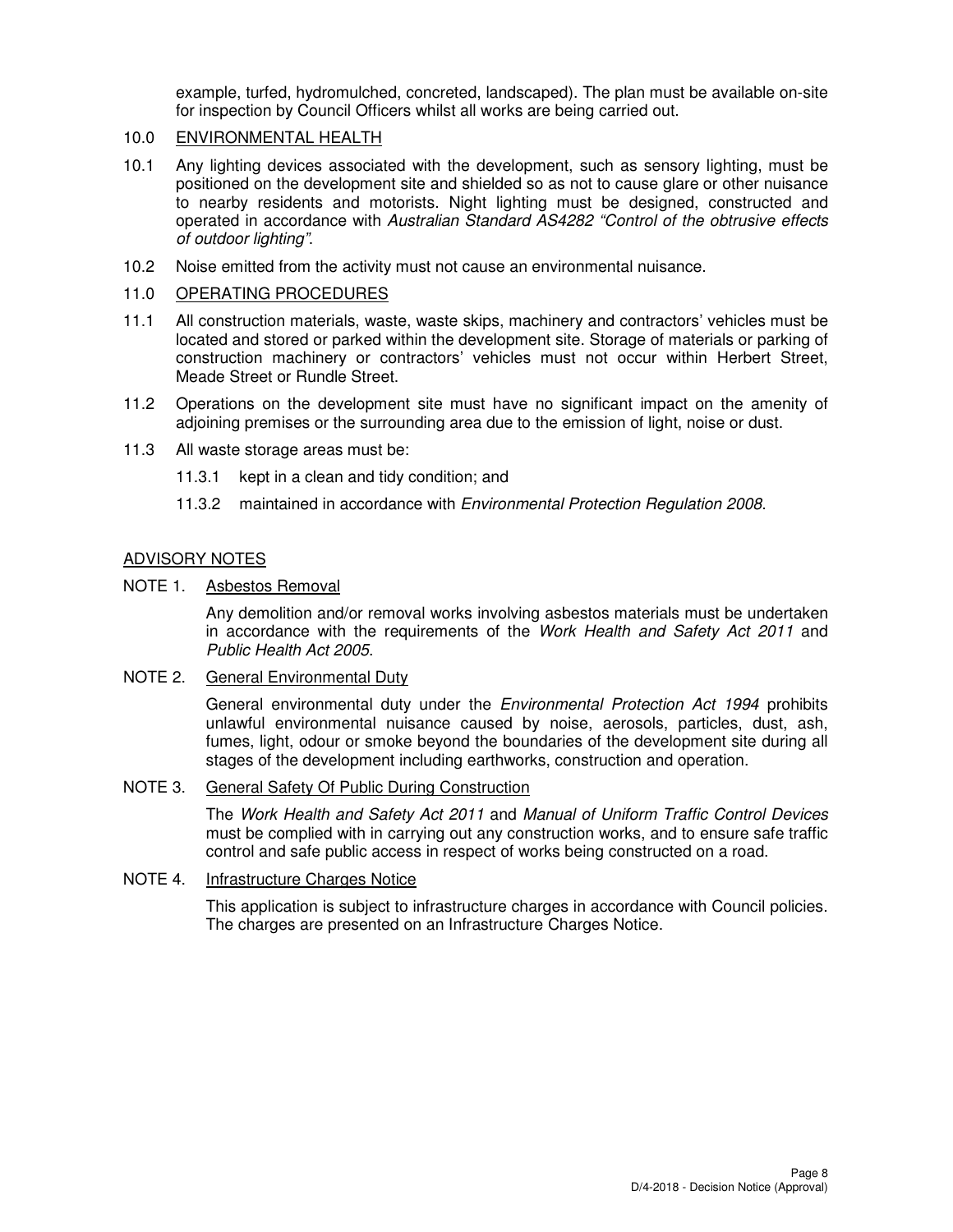example, turfed, hydromulched, concreted, landscaped). The plan must be available on-site for inspection by Council Officers whilst all works are being carried out.

10.0 <u>ENVIRONMENTAL HEALTH</u>

10.1 Any lighting devices associated with the development, such as sensory lighting, must be positioned on the development site and shielded so as not to cause glare or other nuisance to nearby residents and motorists. Night lighting must be designed, constructed and operated in accordance with *Australian Standard AS4282 "Control of the obtrusive effects of outdoor lighting"*.

10.2 Noise emitted from the activity must not cause an environmental nuisance.

11.0 <u>OPERATING PROCEDURES</u>

11.1 All construction materials, waste, waste skips, machinery and contractors' vehicles must be located and stored or parked within the development site. Storage of materials or parking of construction machinery or contractors' vehicles must not occur within Herbert Street, Meade Street or Rundle Street.

11.2 Operations on the development site must have no significant impact on the amenity of adjoining premises or the surrounding area due to the emission of light, noise or dust.

11.3 All waste storage areas must be:

11.3.1 kept in a clean and tidy condition; and

11.3.2 maintained in accordance with *Environmental Protection Regulation 2008*.

<u>ADVISORY NOTES</u>

NOTE 1. <u>Asbestos Removal</u>

Any demolition and/or removal works involving asbestos materials must be undertaken in accordance with the requirements of the *Work Health and Safety Act 2011* and *Public Health Act 2005*.

NOTE 2. <u>General Environmental Duty</u>

General environmental duty under the *Environmental Protection Act 1994* prohibits unlawful environmental nuisance caused by noise, aerosols, particles, dust, ash, fumes, light, odour or smoke beyond the boundaries of the development site during all stages of the development including earthworks, construction and operation.

NOTE 3. <u>General Safety Of Public During Construction</u>

The *Work Health and Safety Act 2011* and *Manual of Uniform Traffic Control Devices* must be complied with in carrying out any construction works, and to ensure safe traffic control and safe public access in respect of works being constructed on a road.

NOTE 4. <u>Infrastructure Charges Notice</u>

This application is subject to infrastructure charges in accordance with Council policies. The charges are presented on an Infrastructure Charges Notice.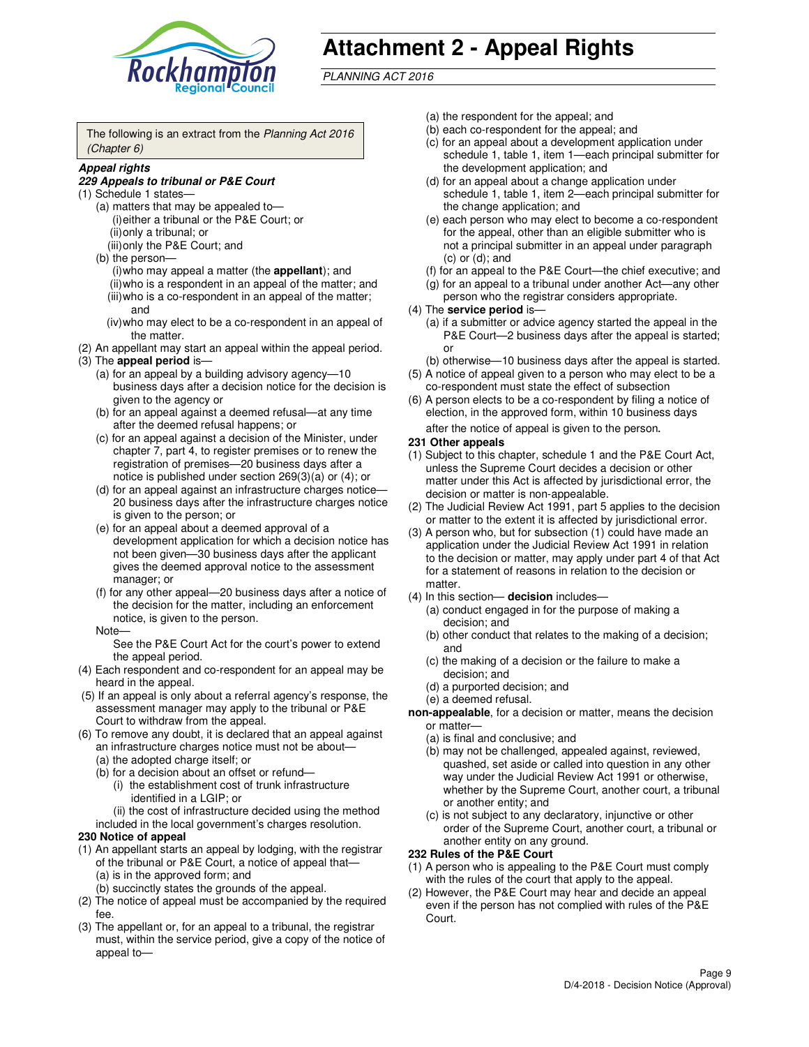# Attachment 2 - Appeal Rights

*PLANNING ACT 2016*

The following is an extract from the *Planning Act 2016 (Chapter 6)*

***Appeal rights***

***229 Appeals to tribunal or P&E Court***

(1) Schedule 1 states—

(a) matters that may be appealed to—

(i) either a tribunal or the P&E Court; or

(ii) only a tribunal; or

(iii) only the P&E Court; and

(b) the person—

(i) who may appeal a matter (the **appellant**); and

(ii) who is a respondent in an appeal of the matter; and

(iii) who is a co-respondent in an appeal of the matter; and

(iv) who may elect to be a co-respondent in an appeal of the matter.

(2) An appellant may start an appeal within the appeal period.

(3) The **appeal period** is—

(a) for an appeal by a building advisory agency—10 business days after a decision notice for the decision is given to the agency or

(b) for an appeal against a deemed refusal—at any time after the deemed refusal happens; or

(c) for an appeal against a decision of the Minister, under chapter 7, part 4, to register premises or to renew the registration of premises—20 business days after a notice is published under section 269(3)(a) or (4); or

(d) for an appeal against an infrastructure charges notice—20 business days after the infrastructure charges notice is given to the person; or

(e) for an appeal about a deemed approval of a development application for which a decision notice has not been given—30 business days after the applicant gives the deemed approval notice to the assessment manager; or

(f) for any other appeal—20 business days after a notice of the decision for the matter, including an enforcement notice, is given to the person.

Note—

See the P&E Court Act for the court's power to extend the appeal period.

(4) Each respondent and co-respondent for an appeal may be heard in the appeal.

(5) If an appeal is only about a referral agency's response, the assessment manager may apply to the tribunal or P&E Court to withdraw from the appeal.

(6) To remove any doubt, it is declared that an appeal against an infrastructure charges notice must not be about—

(a) the adopted charge itself; or

(b) for a decision about an offset or refund—

(i) the establishment cost of trunk infrastructure identified in a LGIP; or

(ii) the cost of infrastructure decided using the method included in the local government's charges resolution.

**230 Notice of appeal**

(1) An appellant starts an appeal by lodging, with the registrar of the tribunal or P&E Court, a notice of appeal that—

(a) is in the approved form; and

(b) succinctly states the grounds of the appeal.

(2) The notice of appeal must be accompanied by the required fee.

(3) The appellant or, for an appeal to a tribunal, the registrar must, within the service period, give a copy of the notice of appeal to—

(a) the respondent for the appeal; and

(b) each co-respondent for the appeal; and

(c) for an appeal about a development application under schedule 1, table 1, item 1—each principal submitter for the development application; and

(d) for an appeal about a change application under schedule 1, table 1, item 2—each principal submitter for the change application; and

(e) each person who may elect to become a co-respondent for the appeal, other than an eligible submitter who is not a principal submitter in an appeal under paragraph (c) or (d); and

(f) for an appeal to the P&E Court—the chief executive; and

(g) for an appeal to a tribunal under another Act—any other person who the registrar considers appropriate.

(4) The **service period** is—

(a) if a submitter or advice agency started the appeal in the P&E Court—2 business days after the appeal is started; or

(b) otherwise—10 business days after the appeal is started.

(5) A notice of appeal given to a person who may elect to be a co-respondent must state the effect of subsection

(6) A person elects to be a co-respondent by filing a notice of election, in the approved form, within 10 business days after the notice of appeal is given to the person.

**231 Other appeals**

(1) Subject to this chapter, schedule 1 and the P&E Court Act, unless the Supreme Court decides a decision or other matter under this Act is affected by jurisdictional error, the decision or matter is non-appealable.

(2) The Judicial Review Act 1991, part 5 applies to the decision or matter to the extent it is affected by jurisdictional error.

(3) A person who, but for subsection (1) could have made an application under the Judicial Review Act 1991 in relation to the decision or matter, may apply under part 4 of that Act for a statement of reasons in relation to the decision or matter.

(4) In this section— **decision** includes—

(a) conduct engaged in for the purpose of making a decision; and

(b) other conduct that relates to the making of a decision; and

(c) the making of a decision or the failure to make a decision; and

(d) a purported decision; and

(e) a deemed refusal.

**non-appealable**, for a decision or matter, means the decision or matter—

(a) is final and conclusive; and

(b) may not be challenged, appealed against, reviewed, quashed, set aside or called into question in any other way under the Judicial Review Act 1991 or otherwise, whether by the Supreme Court, another court, a tribunal or another entity; and

(c) is not subject to any declaratory, injunctive or other order of the Supreme Court, another court, a tribunal or another entity on any ground.

**232 Rules of the P&E Court**

(1) A person who is appealing to the P&E Court must comply with the rules of the court that apply to the appeal.

(2) However, the P&E Court may hear and decide an appeal even if the person has not complied with rules of the P&E Court.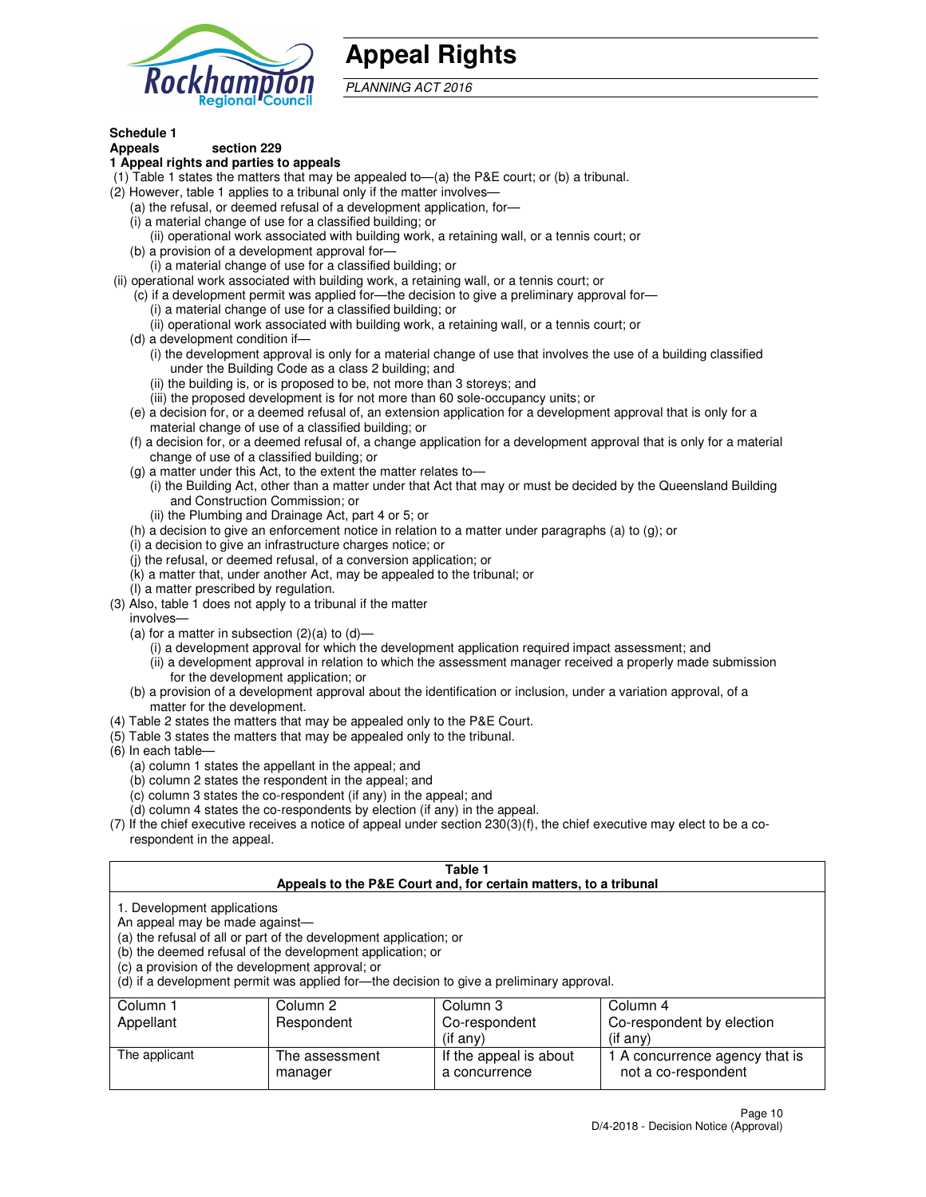# Appeal Rights

*PLANNING ACT 2016*

**Schedule 1**
**Appeals section 229**
**1 Appeal rights and parties to appeals**

(1) Table 1 states the matters that may be appealed to—(a) the P&E court; or (b) a tribunal.
(2) However, table 1 applies to a tribunal only if the matter involves—
(a) the refusal, or deemed refusal of a development application, for—
(i) a material change of use for a classified building; or
(ii) operational work associated with building work, a retaining wall, or a tennis court; or
(b) a provision of a development approval for—
(i) a material change of use for a classified building; or
(ii) operational work associated with building work, a retaining wall, or a tennis court; or
(c) if a development permit was applied for—the decision to give a preliminary approval for—
(i) a material change of use for a classified building; or
(ii) operational work associated with building work, a retaining wall, or a tennis court; or
(d) a development condition if—
(i) the development approval is only for a material change of use that involves the use of a building classified under the Building Code as a class 2 building; and
(ii) the building is, or is proposed to be, not more than 3 storeys; and
(iii) the proposed development is for not more than 60 sole-occupancy units; or
(e) a decision for, or a deemed refusal of, an extension application for a development approval that is only for a material change of use of a classified building; or
(f) a decision for, or a deemed refusal of, a change application for a development approval that is only for a material change of use of a classified building; or
(g) a matter under this Act, to the extent the matter relates to—
(i) the Building Act, other than a matter under that Act that may or must be decided by the Queensland Building and Construction Commission; or
(ii) the Plumbing and Drainage Act, part 4 or 5; or
(h) a decision to give an enforcement notice in relation to a matter under paragraphs (a) to (g); or
(i) a decision to give an infrastructure charges notice; or
(j) the refusal, or deemed refusal, of a conversion application; or
(k) a matter that, under another Act, may be appealed to the tribunal; or
(l) a matter prescribed by regulation.
(3) Also, table 1 does not apply to a tribunal if the matter involves—
(a) for a matter in subsection (2)(a) to (d)—
(i) a development approval for which the development application required impact assessment; and
(ii) a development approval in relation to which the assessment manager received a properly made submission for the development application; or
(b) a provision of a development approval about the identification or inclusion, under a variation approval, of a matter for the development.
(4) Table 2 states the matters that may be appealed only to the P&E Court.
(5) Table 3 states the matters that may be appealed only to the tribunal.
(6) In each table—
(a) column 1 states the appellant in the appeal; and
(b) column 2 states the respondent in the appeal; and
(c) column 3 states the co-respondent (if any) in the appeal; and
(d) column 4 states the co-respondents by election (if any) in the appeal.
(7) If the chief executive receives a notice of appeal under section 230(3)(f), the chief executive may elect to be a co-respondent in the appeal.

**Table 1**
**Appeals to the P&E Court and, for certain matters, to a tribunal**

1. Development applications
An appeal may be made against—
(a) the refusal of all or part of the development application; or
(b) the deemed refusal of the development application; or
(c) a provision of the development approval; or
(d) if a development permit was applied for—the decision to give a preliminary approval.

| Column 1<br>Appellant | Column 2<br>Respondent | Column 3<br>Co-respondent<br>(if any) | Column 4<br>Co-respondent by election<br>(if any) |
|---|---|---|---|
| The applicant | The assessment manager | If the appeal is about a concurrence | 1 A concurrence agency that is not a co-respondent |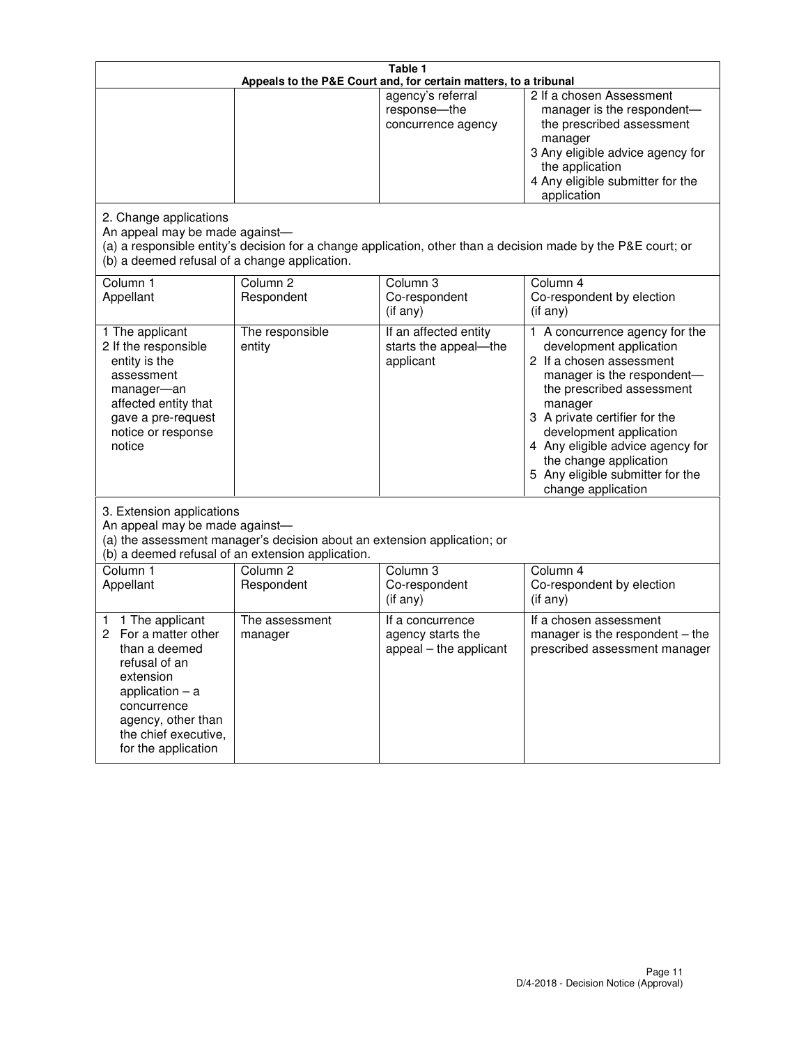**Table 1**
**Appeals to the P&E Court and, for certain matters, to a tribunal**

| | | | |
|---|---|---|---|
| | | agency's referral response—the concurrence agency | 2 If a chosen Assessment manager is the respondent—the prescribed assessment manager<br>3 Any eligible advice agency for the application<br>4 Any eligible submitter for the application |

2. Change applications

An appeal may be made against—

(a) a responsible entity's decision for a change application, other than a decision made by the P&E court; or

(b) a deemed refusal of a change application.

| Column 1<br>Appellant | Column 2<br>Respondent | Column 3<br>Co-respondent<br>(if any) | Column 4<br>Co-respondent by election<br>(if any) |
|---|---|---|---|
| 1 The applicant<br>2 If the responsible entity is the assessment manager—an affected entity that gave a pre-request notice or response notice | The responsible entity | If an affected entity starts the appeal—the applicant | 1 A concurrence agency for the development application<br>2 If a chosen assessment manager is the respondent—the prescribed assessment manager<br>3 A private certifier for the development application<br>4 Any eligible advice agency for the change application<br>5 Any eligible submitter for the change application |

3. Extension applications

An appeal may be made against—

(a) the assessment manager's decision about an extension application; or

(b) a deemed refusal of an extension application.

| Column 1<br>Appellant | Column 2<br>Respondent | Column 3<br>Co-respondent<br>(if any) | Column 4<br>Co-respondent by election<br>(if any) |
|---|---|---|---|
| 1 1 The applicant<br>2 For a matter other than a deemed refusal of an extension application – a concurrence agency, other than the chief executive, for the application | The assessment manager | If a concurrence agency starts the appeal – the applicant | If a chosen assessment manager is the respondent – the prescribed assessment manager |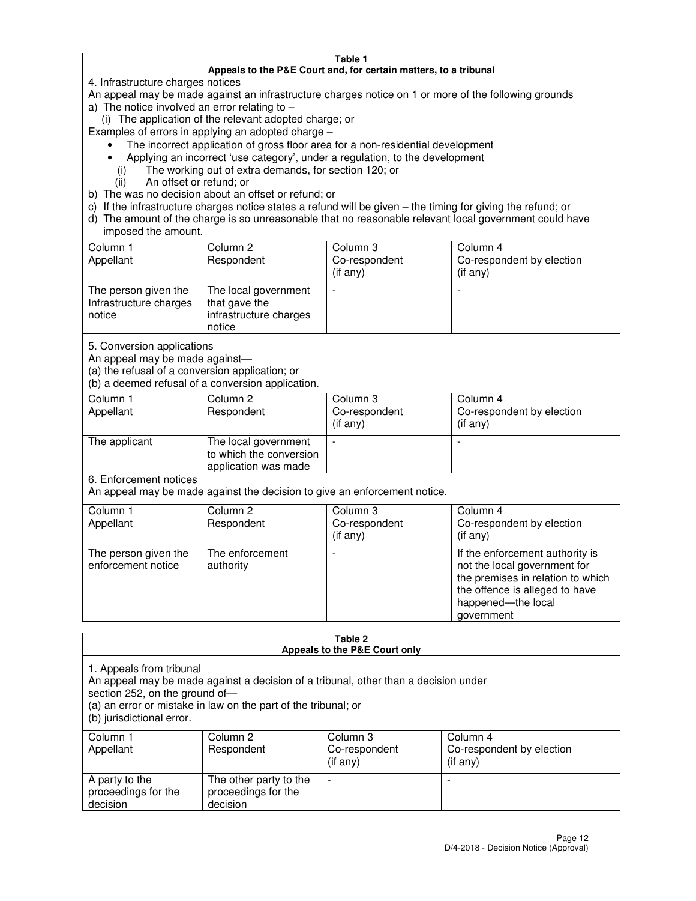**Table 1**
**Appeals to the P&E Court and, for certain matters, to a tribunal**

4. Infrastructure charges notices

An appeal may be made against an infrastructure charges notice on 1 or more of the following grounds

a) The notice involved an error relating to –
   (i) The application of the relevant adopted charge; or

Examples of errors in applying an adopted charge –

- The incorrect application of gross floor area for a non-residential development
- Applying an incorrect 'use category', under a regulation, to the development

   (i) The working out of extra demands, for section 120; or
   (ii) An offset or refund; or

b) The was no decision about an offset or refund; or
c) If the infrastructure charges notice states a refund will be given – the timing for giving the refund; or
d) The amount of the charge is so unreasonable that no reasonable relevant local government could have imposed the amount.

| Column 1 Appellant | Column 2 Respondent | Column 3 Co-respondent (if any) | Column 4 Co-respondent by election (if any) |
|---|---|---|---|
| The person given the Infrastructure charges notice | The local government that gave the infrastructure charges notice | - | - |

5. Conversion applications

An appeal may be made against—
(a) the refusal of a conversion application; or
(b) a deemed refusal of a conversion application.

| Column 1 Appellant | Column 2 Respondent | Column 3 Co-respondent (if any) | Column 4 Co-respondent by election (if any) |
|---|---|---|---|
| The applicant | The local government to which the conversion application was made | - | - |

6. Enforcement notices

An appeal may be made against the decision to give an enforcement notice.

| Column 1 Appellant | Column 2 Respondent | Column 3 Co-respondent (if any) | Column 4 Co-respondent by election (if any) |
|---|---|---|---|
| The person given the enforcement notice | The enforcement authority | - | If the enforcement authority is not the local government for the premises in relation to which the offence is alleged to have happened—the local government |

**Table 2**
**Appeals to the P&E Court only**

1. Appeals from tribunal

An appeal may be made against a decision of a tribunal, other than a decision under section 252, on the ground of—
(a) an error or mistake in law on the part of the tribunal; or
(b) jurisdictional error.

| Column 1 Appellant | Column 2 Respondent | Column 3 Co-respondent (if any) | Column 4 Co-respondent by election (if any) |
|---|---|---|---|
| A party to the proceedings for the decision | The other party to the proceedings for the decision | - | - |

D/4-2018 - Decision Notice (Approval)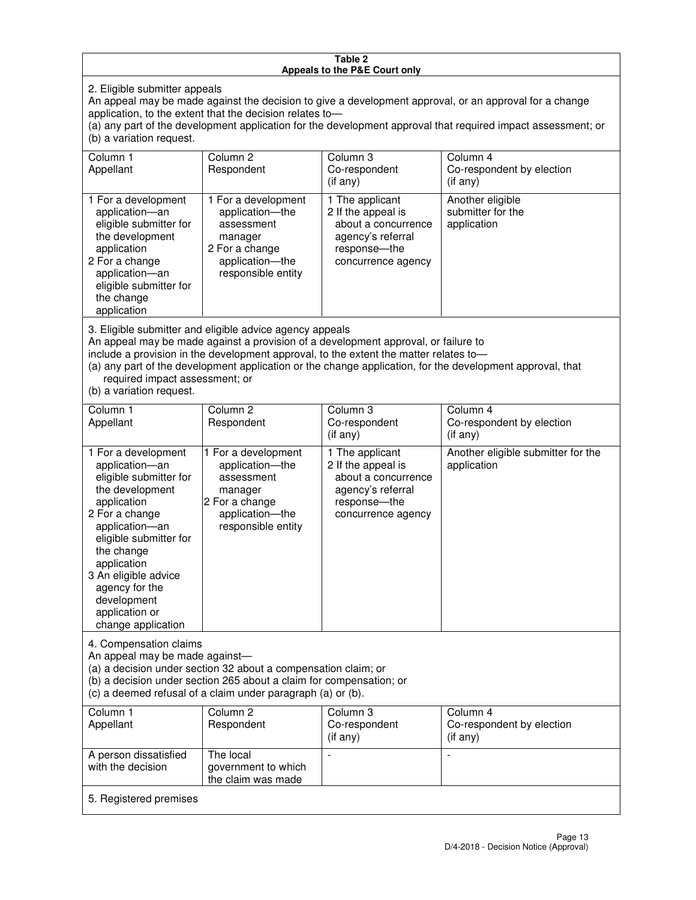**Table 2**
**Appeals to the P&E Court only**

2. Eligible submitter appeals

An appeal may be made against the decision to give a development approval, or an approval for a change application, to the extent that the decision relates to—

(a) any part of the development application for the development approval that required impact assessment; or
(b) a variation request.

| Column 1 Appellant | Column 2 Respondent | Column 3 Co-respondent (if any) | Column 4 Co-respondent by election (if any) |
|---|---|---|---|
| 1 For a development application—an eligible submitter for the development application 2 For a change application—an eligible submitter for the change application | 1 For a development application—the assessment manager 2 For a change application—the responsible entity | 1 The applicant 2 If the appeal is about a concurrence agency's referral response—the concurrence agency | Another eligible submitter for the application |

3. Eligible submitter and eligible advice agency appeals

An appeal may be made against a provision of a development approval, or failure to include a provision in the development approval, to the extent the matter relates to—

(a) any part of the development application or the change application, for the development approval, that required impact assessment; or
(b) a variation request.

| Column 1 Appellant | Column 2 Respondent | Column 3 Co-respondent (if any) | Column 4 Co-respondent by election (if any) |
|---|---|---|---|
| 1 For a development application—an eligible submitter for the development application 2 For a change application—an eligible submitter for the change application 3 An eligible advice agency for the development application or change application | 1 For a development application—the assessment manager 2 For a change application—the responsible entity | 1 The applicant 2 If the appeal is about a concurrence agency's referral response—the concurrence agency | Another eligible submitter for the application |

4. Compensation claims

An appeal may be made against—

(a) a decision under section 32 about a compensation claim; or
(b) a decision under section 265 about a claim for compensation; or
(c) a deemed refusal of a claim under paragraph (a) or (b).

| Column 1 Appellant | Column 2 Respondent | Column 3 Co-respondent (if any) | Column 4 Co-respondent by election (if any) |
|---|---|---|---|
| A person dissatisfied with the decision | The local government to which the claim was made | - | - |

5. Registered premises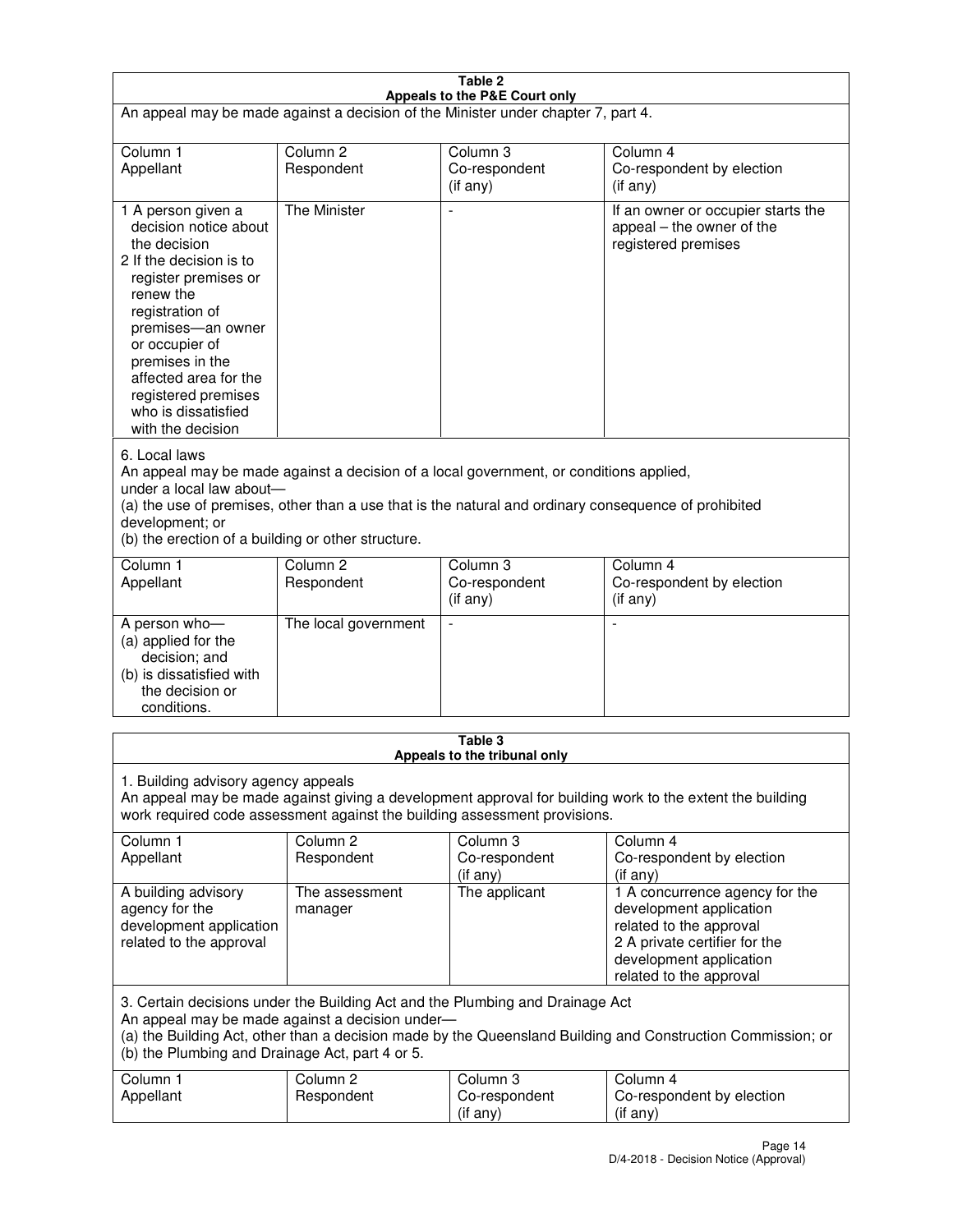**Table 2**
**Appeals to the P&E Court only**

An appeal may be made against a decision of the Minister under chapter 7, part 4.

| Column 1 Appellant | Column 2 Respondent | Column 3 Co-respondent (if any) | Column 4 Co-respondent by election (if any) |
|---|---|---|---|
| 1 A person given a decision notice about the decision<br>2 If the decision is to register premises or renew the registration of premises—an owner or occupier of premises in the affected area for the registered premises who is dissatisfied with the decision | The Minister | - | If an owner or occupier starts the appeal – the owner of the registered premises |

6. Local laws

An appeal may be made against a decision of a local government, or conditions applied, under a local law about—

(a) the use of premises, other than a use that is the natural and ordinary consequence of prohibited development; or

(b) the erection of a building or other structure.

| Column 1 Appellant | Column 2 Respondent | Column 3 Co-respondent (if any) | Column 4 Co-respondent by election (if any) |
|---|---|---|---|
| A person who—<br>(a) applied for the decision; and<br>(b) is dissatisfied with the decision or conditions. | The local government | - | - |

**Table 3**
**Appeals to the tribunal only**

1. Building advisory agency appeals

An appeal may be made against giving a development approval for building work to the extent the building work required code assessment against the building assessment provisions.

| Column 1 Appellant | Column 2 Respondent | Column 3 Co-respondent (if any) | Column 4 Co-respondent by election (if any) |
|---|---|---|---|
| A building advisory agency for the development application related to the approval | The assessment manager | The applicant | 1 A concurrence agency for the development application related to the approval<br>2 A private certifier for the development application related to the approval |

3. Certain decisions under the Building Act and the Plumbing and Drainage Act

An appeal may be made against a decision under—

(a) the Building Act, other than a decision made by the Queensland Building and Construction Commission; or

(b) the Plumbing and Drainage Act, part 4 or 5.

| Column 1 Appellant | Column 2 Respondent | Column 3 Co-respondent (if any) | Column 4 Co-respondent by election (if any) |
|---|---|---|---|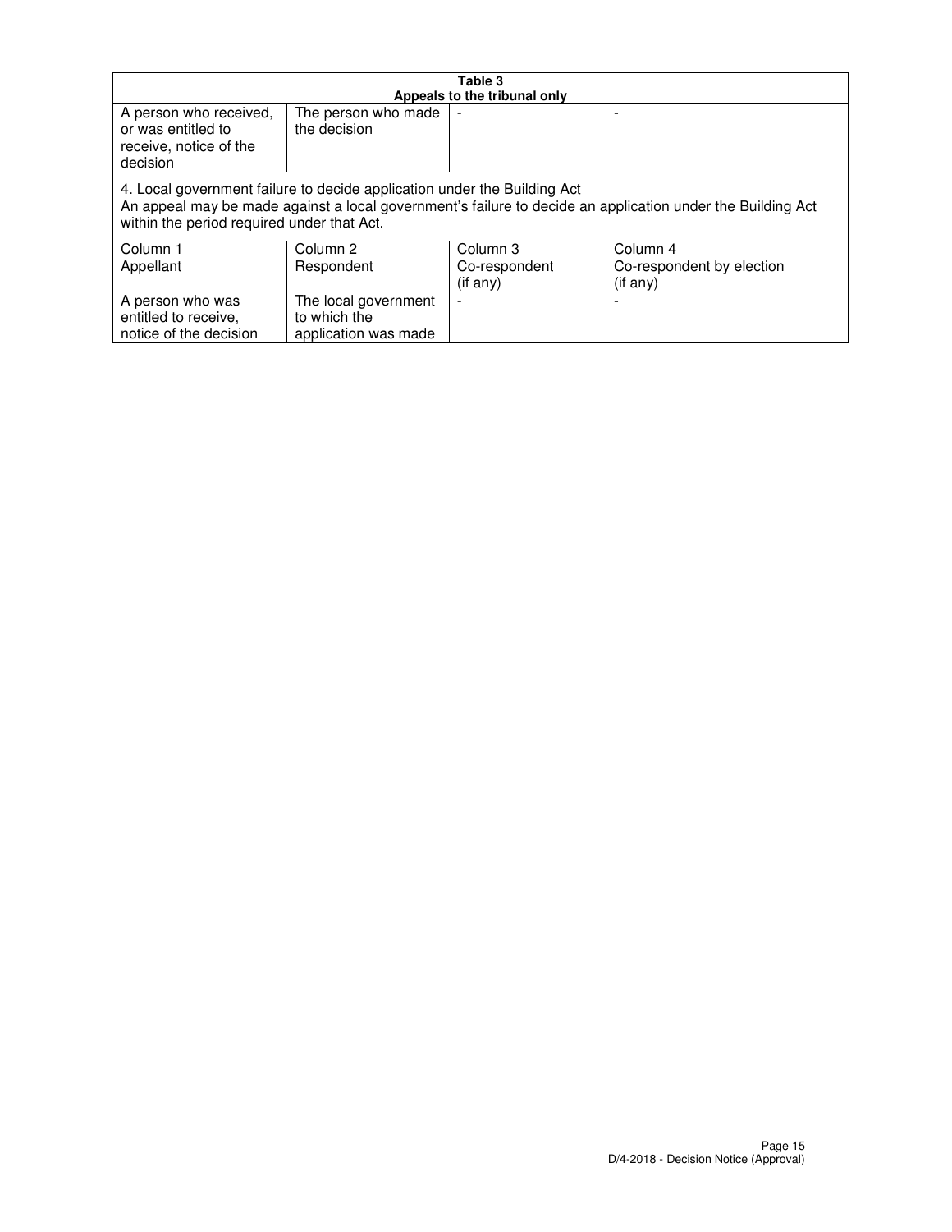| Table 3<br>Appeals to the tribunal only | | | |
|---|---|---|---|
| A person who received, or was entitled to receive, notice of the decision | The person who made the decision | - | - |
| 4. Local government failure to decide application under the Building Act<br>An appeal may be made against a local government's failure to decide an application under the Building Act within the period required under that Act. | | | |
| Column 1<br>Appellant | Column 2<br>Respondent | Column 3<br>Co-respondent<br>(if any) | Column 4<br>Co-respondent by election<br>(if any) |
| A person who was entitled to receive, notice of the decision | The local government to which the application was made | - | - |